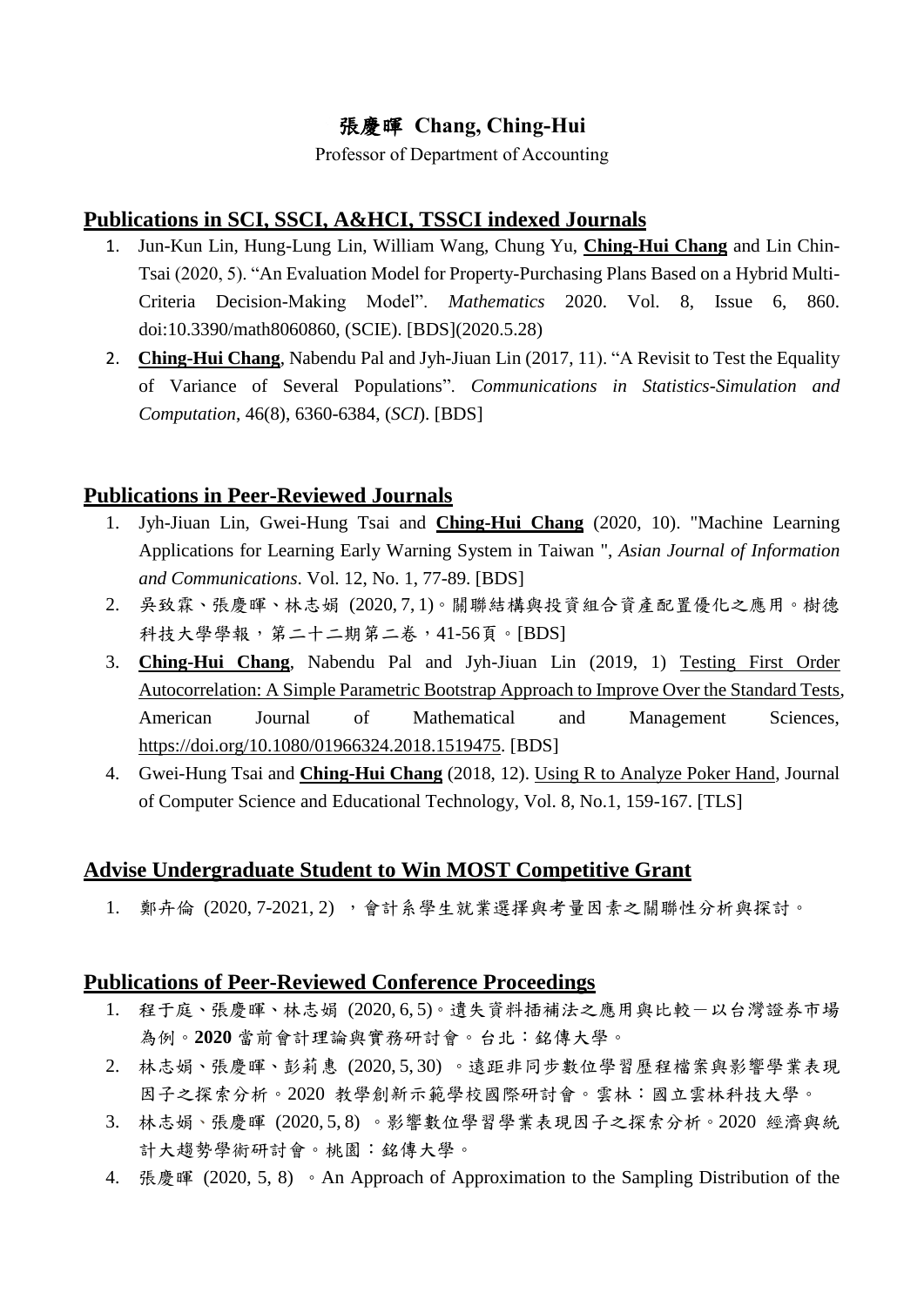# 張慶暉 Chang, Ching-Hui

Professor of Department of Accounting

## Publications in SCI, SSCI, A&HCI, TSSCI indexed Journals

1. Jun-Kun Lin, Hung-Lung Lin, William Wang, Chung Yu, **Ching-Hui Chang** and Lin Chin-Tsai (2020, 5). "An Evaluation Model for Property-Purchasing Plans Based on a Hybrid Multi-Criteria Decision-Making Model". *Mathematics* 2020. Vol. 8, Issue 6, 860. doi:10.3390/math8060860, (SCIE). [BDS](2020.5.28)
2. **Ching-Hui Chang**, Nabendu Pal and Jyh-Jiuan Lin (2017, 11). "A Revisit to Test the Equality of Variance of Several Populations". *Communications in Statistics-Simulation and Computation*, 46(8), 6360-6384, (*SCI*). [BDS]

## Publications in Peer-Reviewed Journals

1. Jyh-Jiuan Lin, Gwei-Hung Tsai and **Ching-Hui Chang** (2020, 10). "Machine Learning Applications for Learning Early Warning System in Taiwan ", *Asian Journal of Information and Communications*. Vol. 12, No. 1, 77-89. [BDS]
2. 吳致霖、張慶暉、林志娟 (2020, 7, 1)。關聯結構與投資組合資產配置優化之應用。樹德科技大學學報，第二十二期第二卷，41-56頁。[BDS]
3. **Ching-Hui Chang**, Nabendu Pal and Jyh-Jiuan Lin (2019, 1) Testing First Order Autocorrelation: A Simple Parametric Bootstrap Approach to Improve Over the Standard Tests, American Journal of Mathematical and Management Sciences, https://doi.org/10.1080/01966324.2018.1519475. [BDS]
4. Gwei-Hung Tsai and **Ching-Hui Chang** (2018, 12). Using R to Analyze Poker Hand, Journal of Computer Science and Educational Technology, Vol. 8, No.1, 159-167. [TLS]

## Advise Undergraduate Student to Win MOST Competitive Grant

1. 鄭卉倫 (2020, 7-2021, 2) ，會計系學生就業選擇與考量因素之關聯性分析與探討。

## Publications of Peer-Reviewed Conference Proceedings

1. 程于庭、張慶暉、林志娟 (2020, 6, 5)。遺失資料插補法之應用與比較－以台灣證券市場為例。**2020** 當前會計理論與實務研討會。台北：銘傳大學。
2. 林志娟、張慶暉、彭莉惠 (2020, 5, 30) 。遠距非同步數位學習歷程檔案與影響學業表現因子之探索分析。2020 教學創新示範學校國際研討會。雲林：國立雲林科技大學。
3. 林志娟、張慶暉 (2020, 5, 8) 。影響數位學習學業表現因子之探索分析。2020 經濟與統計大趨勢學術研討會。桃園：銘傳大學。
4. 張慶暉 (2020, 5, 8) 。An Approach of Approximation to the Sampling Distribution of the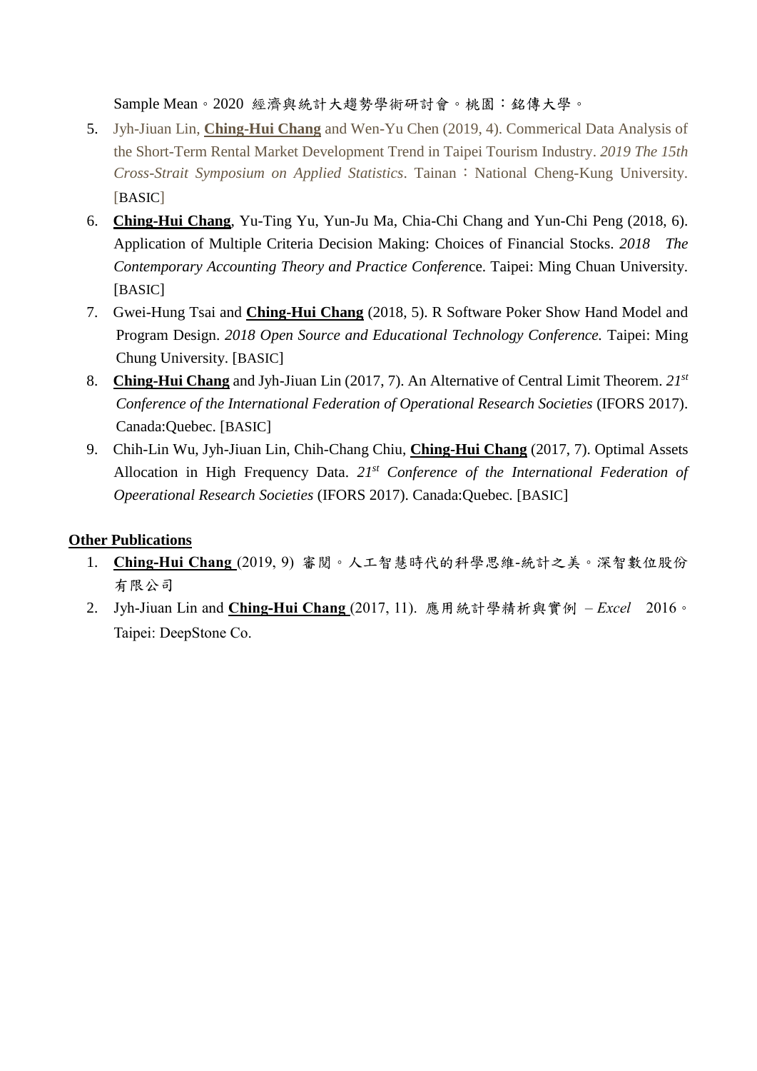Sample Mean。2020 經濟與統計大趨勢學術研討會。桃園：銘傳大學。

5. Jyh-Jiuan Lin, **Ching-Hui Chang** and Wen-Yu Chen (2019, 4). Commerical Data Analysis of the Short-Term Rental Market Development Trend in Taipei Tourism Industry. *2019 The 15th Cross-Strait Symposium on Applied Statistics*. Tainan：National Cheng-Kung University. [BASIC]
6. **Ching-Hui Chang**, Yu-Ting Yu, Yun-Ju Ma, Chia-Chi Chang and Yun-Chi Peng (2018, 6). Application of Multiple Criteria Decision Making: Choices of Financial Stocks. *2018 The Contemporary Accounting Theory and Practice Conferen*ce. Taipei: Ming Chuan University. [BASIC]
7. Gwei-Hung Tsai and **Ching-Hui Chang** (2018, 5). R Software Poker Show Hand Model and Program Design. *2018 Open Source and Educational Technology Conference.* Taipei: Ming Chung University. [BASIC]
8. **Ching-Hui Chang** and Jyh-Jiuan Lin (2017, 7). An Alternative of Central Limit Theorem. *21st Conference of the International Federation of Operational Research Societies* (IFORS 2017). Canada:Quebec. [BASIC]
9. Chih-Lin Wu, Jyh-Jiuan Lin, Chih-Chang Chiu, **Ching-Hui Chang** (2017, 7). Optimal Assets Allocation in High Frequency Data. *21st Conference of the International Federation of Opeerational Research Societies* (IFORS 2017). Canada:Quebec. [BASIC]

**Other Publications**

1. **Ching-Hui Chang** (2019, 9) 審閱。人工智慧時代的科學思維-統計之美。深智數位股份有限公司
2. Jyh-Jiuan Lin and **Ching-Hui Chang** (2017, 11). 應用統計學精析與實例 – *Excel* 2016。Taipei: DeepStone Co.